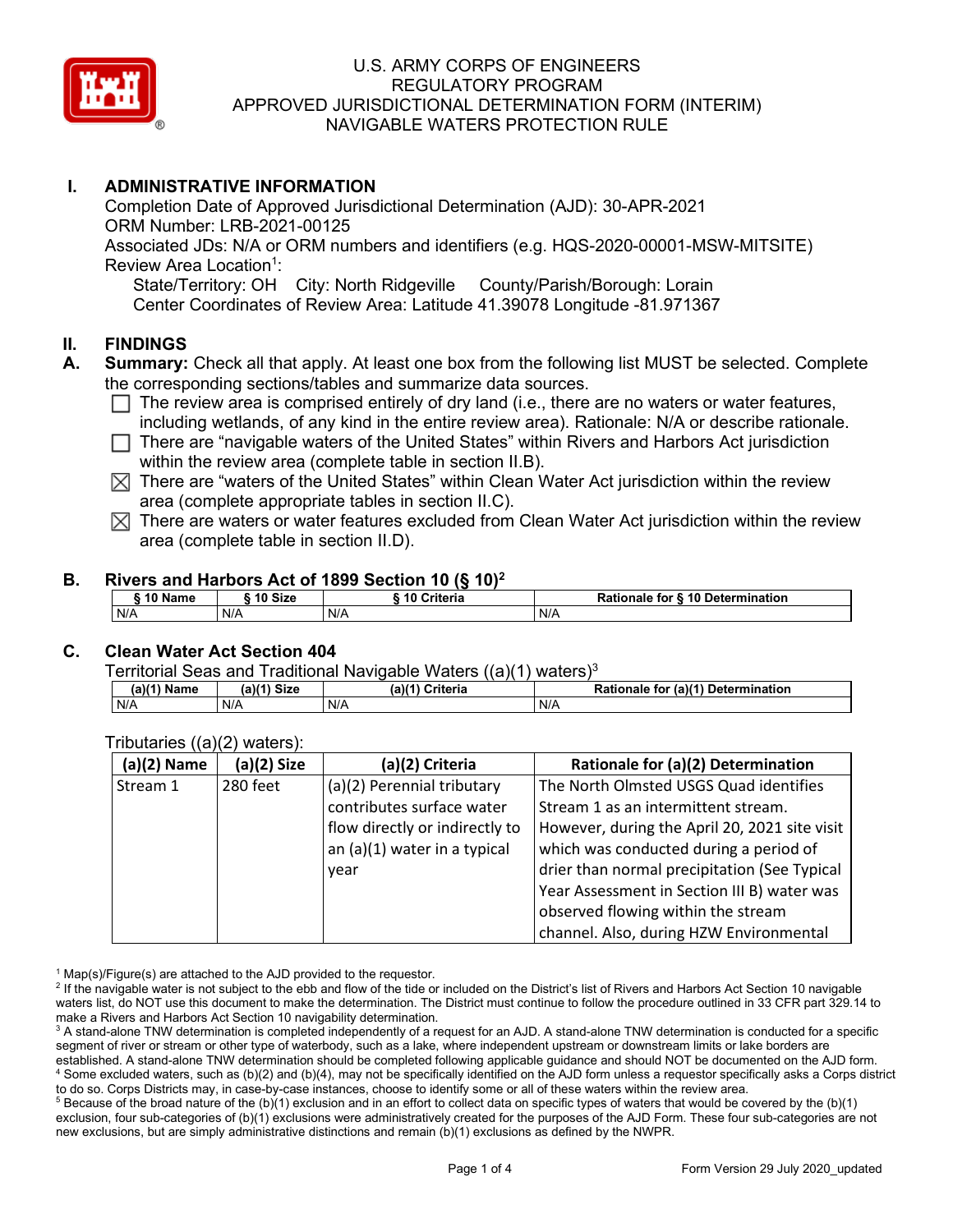# U.S. ARMY CORPS OF ENGINEERS
# REGULATORY PROGRAM
# APPROVED JURISDICTIONAL DETERMINATION FORM (INTERIM)
# NAVIGABLE WATERS PROTECTION RULE

## I. ADMINISTRATIVE INFORMATION

Completion Date of Approved Jurisdictional Determination (AJD): 30-APR-2021
ORM Number: LRB-2021-00125
Associated JDs: N/A or ORM numbers and identifiers (e.g. HQS-2020-00001-MSW-MITSITE)
Review Area Location[1]:
State/Territory: OH City: North Ridgeville County/Parish/Borough: Lorain
Center Coordinates of Review Area: Latitude 41.39078 Longitude -81.971367

## II. FINDINGS

**A. Summary:** Check all that apply. At least one box from the following list MUST be selected. Complete the corresponding sections/tables and summarize data sources.

- ☐ The review area is comprised entirely of dry land (i.e., there are no waters or water features, including wetlands, of any kind in the entire review area). Rationale: N/A or describe rationale.
- ☐ There are "navigable waters of the United States" within Rivers and Harbors Act jurisdiction within the review area (complete table in section II.B).
- ☒ There are "waters of the United States" within Clean Water Act jurisdiction within the review area (complete appropriate tables in section II.C).
- ☒ There are waters or water features excluded from Clean Water Act jurisdiction within the review area (complete table in section II.D).

**B. Rivers and Harbors Act of 1899 Section 10 (§ 10)[2]**

| § 10 Name | § 10 Size | § 10 Criteria | Rationale for § 10 Determination |
|---|---|---|---|
| N/A | N/A | N/A | N/A |

**C. Clean Water Act Section 404**

Territorial Seas and Traditional Navigable Waters ((a)(1) waters)[3]

| (a)(1) Name | (a)(1) Size | (a)(1) Criteria | Rationale for (a)(1) Determination |
|---|---|---|---|
| N/A | N/A | N/A | N/A |

Tributaries ((a)(2) waters):

| (a)(2) Name | (a)(2) Size | (a)(2) Criteria | Rationale for (a)(2) Determination |
|---|---|---|---|
| Stream 1 | 280 feet | (a)(2) Perennial tributary contributes surface water flow directly or indirectly to an (a)(1) water in a typical year | The North Olmsted USGS Quad identifies Stream 1 as an intermittent stream. However, during the April 20, 2021 site visit which was conducted during a period of drier than normal precipitation (See Typical Year Assessment in Section III B) water was observed flowing within the stream channel. Also, during HZW Environmental |

[1] Map(s)/Figure(s) are attached to the AJD provided to the requestor.
[2] If the navigable water is not subject to the ebb and flow of the tide or included on the District's list of Rivers and Harbors Act Section 10 navigable waters list, do NOT use this document to make the determination. The District must continue to follow the procedure outlined in 33 CFR part 329.14 to make a Rivers and Harbors Act Section 10 navigability determination.
[3] A stand-alone TNW determination is completed independently of a request for an AJD. A stand-alone TNW determination is conducted for a specific segment of river or stream or other type of waterbody, such as a lake, where independent upstream or downstream limits or lake borders are established. A stand-alone TNW determination should be completed following applicable guidance and should NOT be documented on the AJD form.
[4] Some excluded waters, such as (b)(2) and (b)(4), may not be specifically identified on the AJD form unless a requestor specifically asks a Corps district to do so. Corps Districts may, in case-by-case instances, choose to identify some or all of these waters within the review area.
[5] Because of the broad nature of the (b)(1) exclusion and in an effort to collect data on specific types of waters that would be covered by the (b)(1) exclusion, four sub-categories of (b)(1) exclusions were administratively created for the purposes of the AJD Form. These four sub-categories are not new exclusions, but are simply administrative distinctions and remain (b)(1) exclusions as defined by the NWPR.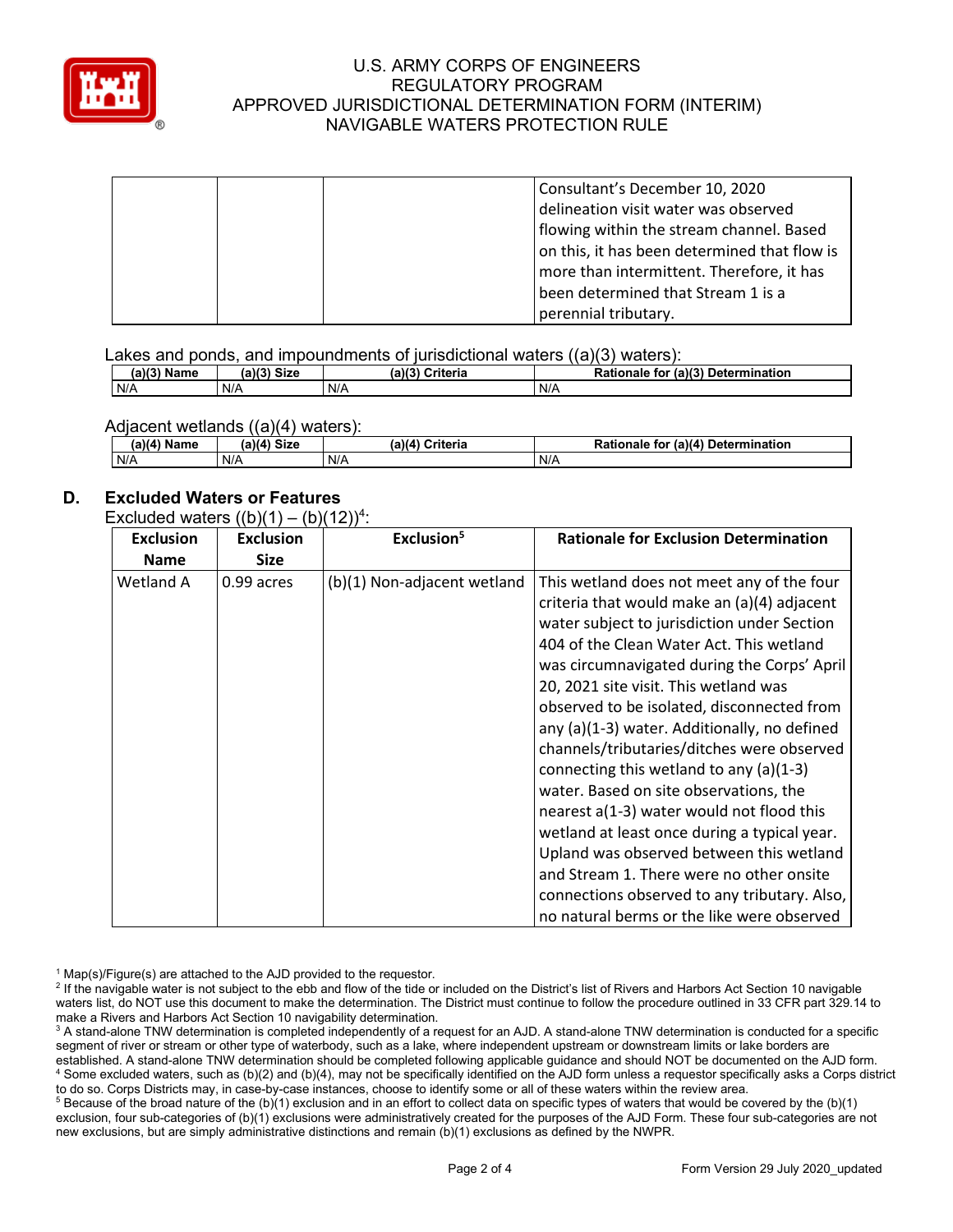| | | | Consultant's December 10, 2020 delineation visit water was observed flowing within the stream channel. Based on this, it has been determined that flow is more than intermittent. Therefore, it has been determined that Stream 1 is a perennial tributary. |
|---|---|---|---|

Lakes and ponds, and impoundments of jurisdictional waters ((a)(3) waters):

| (a)(3) Name | (a)(3) Size | (a)(3) Criteria | Rationale for (a)(3) Determination |
|---|---|---|---|
| N/A | N/A | N/A | N/A |

Adjacent wetlands ((a)(4) waters):

| (a)(4) Name | (a)(4) Size | (a)(4) Criteria | Rationale for (a)(4) Determination |
|---|---|---|---|
| N/A | N/A | N/A | N/A |

## D. Excluded Waters or Features

Excluded waters ((b)(1) – (b)(12))[4]:

| Exclusion Name | Exclusion Size | Exclusion[5] | Rationale for Exclusion Determination |
|---|---|---|---|
| Wetland A | 0.99 acres | (b)(1) Non-adjacent wetland | This wetland does not meet any of the four criteria that would make an (a)(4) adjacent water subject to jurisdiction under Section 404 of the Clean Water Act. This wetland was circumnavigated during the Corps' April 20, 2021 site visit. This wetland was observed to be isolated, disconnected from any (a)(1-3) water. Additionally, no defined channels/tributaries/ditches were observed connecting this wetland to any (a)(1-3) water. Based on site observations, the nearest a(1-3) water would not flood this wetland at least once during a typical year. Upland was observed between this wetland and Stream 1. There were no other onsite connections observed to any tributary. Also, no natural berms or the like were observed |

[1] Map(s)/Figure(s) are attached to the AJD provided to the requestor.

[2] If the navigable water is not subject to the ebb and flow of the tide or included on the District's list of Rivers and Harbors Act Section 10 navigable waters list, do NOT use this document to make the determination. The District must continue to follow the procedure outlined in 33 CFR part 329.14 to make a Rivers and Harbors Act Section 10 navigability determination.

[3] A stand-alone TNW determination is completed independently of a request for an AJD. A stand-alone TNW determination is conducted for a specific segment of river or stream or other type of waterbody, such as a lake, where independent upstream or downstream limits or lake borders are established. A stand-alone TNW determination should be completed following applicable guidance and should NOT be documented on the AJD form.

[4] Some excluded waters, such as (b)(2) and (b)(4), may not be specifically identified on the AJD form unless a requestor specifically asks a Corps district to do so. Corps Districts may, in case-by-case instances, choose to identify some or all of these waters within the review area.

[5] Because of the broad nature of the (b)(1) exclusion and in an effort to collect data on specific types of waters that would be covered by the (b)(1) exclusion, four sub-categories of (b)(1) exclusions were administratively created for the purposes of the AJD Form. These four sub-categories are not new exclusions, but are simply administrative distinctions and remain (b)(1) exclusions as defined by the NWPR.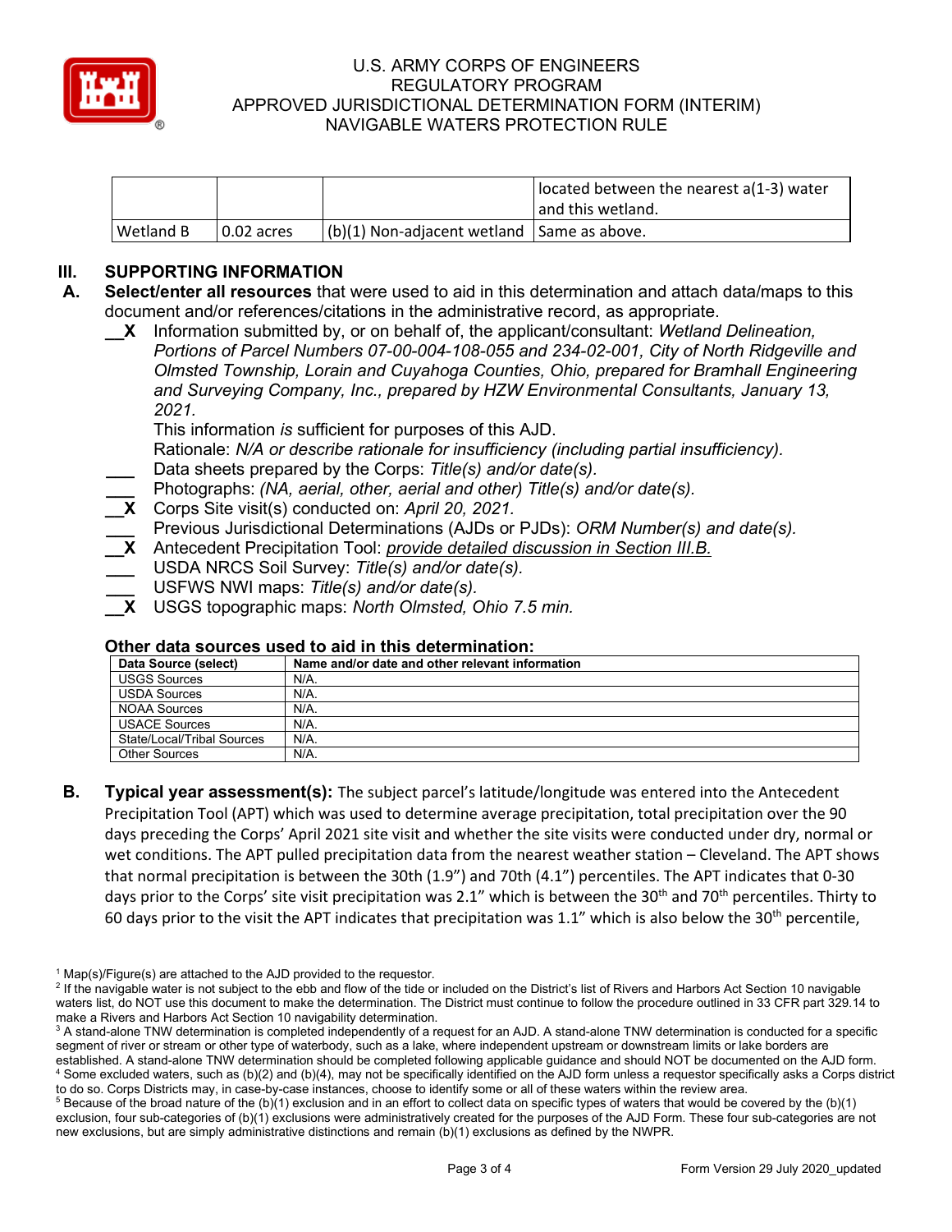| | | | located between the nearest a(1-3) water and this wetland. |
|---|---|---|---|
| Wetland B | 0.02 acres | (b)(1) Non-adjacent wetland | Same as above. |

## III. SUPPORTING INFORMATION

**A. Select/enter all resources** that were used to aid in this determination and attach data/maps to this document and/or references/citations in the administrative record, as appropriate.

__X Information submitted by, or on behalf of, the applicant/consultant: *Wetland Delineation, Portions of Parcel Numbers 07-00-004-108-055 and 234-02-001, City of North Ridgeville and Olmsted Township, Lorain and Cuyahoga Counties, Ohio, prepared for Bramhall Engineering and Surveying Company, Inc., prepared by HZW Environmental Consultants, January 13, 2021.*
This information *is* sufficient for purposes of this AJD.
Rationale: *N/A or describe rationale for insufficiency (including partial insufficiency).*

___ Data sheets prepared by the Corps: *Title(s) and/or date(s).*

___ Photographs: *(NA, aerial, other, aerial and other) Title(s) and/or date(s).*

__X Corps Site visit(s) conducted on: *April 20, 2021.*

___ Previous Jurisdictional Determinations (AJDs or PJDs): *ORM Number(s) and date(s).*

__X Antecedent Precipitation Tool: *provide detailed discussion in Section III.B.*

___ USDA NRCS Soil Survey: *Title(s) and/or date(s).*

___ USFWS NWI maps: *Title(s) and/or date(s).*

__X USGS topographic maps: *North Olmsted, Ohio 7.5 min.*

**Other data sources used to aid in this determination:**

| Data Source (select) | Name and/or date and other relevant information |
|---|---|
| USGS Sources | N/A. |
| USDA Sources | N/A. |
| NOAA Sources | N/A. |
| USACE Sources | N/A. |
| State/Local/Tribal Sources | N/A. |
| Other Sources | N/A. |

**B. Typical year assessment(s):** The subject parcel's latitude/longitude was entered into the Antecedent Precipitation Tool (APT) which was used to determine average precipitation, total precipitation over the 90 days preceding the Corps' April 2021 site visit and whether the site visits were conducted under dry, normal or wet conditions. The APT pulled precipitation data from the nearest weather station – Cleveland. The APT shows that normal precipitation is between the 30th (1.9") and 70th (4.1") percentiles. The APT indicates that 0-30 days prior to the Corps' site visit precipitation was 2.1" which is between the 30th and 70th percentiles. Thirty to 60 days prior to the visit the APT indicates that precipitation was 1.1" which is also below the 30th percentile,

[1] Map(s)/Figure(s) are attached to the AJD provided to the requestor.

[2] If the navigable water is not subject to the ebb and flow of the tide or included on the District's list of Rivers and Harbors Act Section 10 navigable waters list, do NOT use this document to make the determination. The District must continue to follow the procedure outlined in 33 CFR part 329.14 to make a Rivers and Harbors Act Section 10 navigability determination.

[3] A stand-alone TNW determination is completed independently of a request for an AJD. A stand-alone TNW determination is conducted for a specific segment of river or stream or other type of waterbody, such as a lake, where independent upstream or downstream limits or lake borders are established. A stand-alone TNW determination should be completed following applicable guidance and should NOT be documented on the AJD form.

[4] Some excluded waters, such as (b)(2) and (b)(4), may not be specifically identified on the AJD form unless a requestor specifically asks a Corps district to do so. Corps Districts may, in case-by-case instances, choose to identify some or all of these waters within the review area.

[5] Because of the broad nature of the (b)(1) exclusion and in an effort to collect data on specific types of waters that would be covered by the (b)(1) exclusion, four sub-categories of (b)(1) exclusions were administratively created for the purposes of the AJD Form. These four sub-categories are not new exclusions, but are simply administrative distinctions and remain (b)(1) exclusions as defined by the NWPR.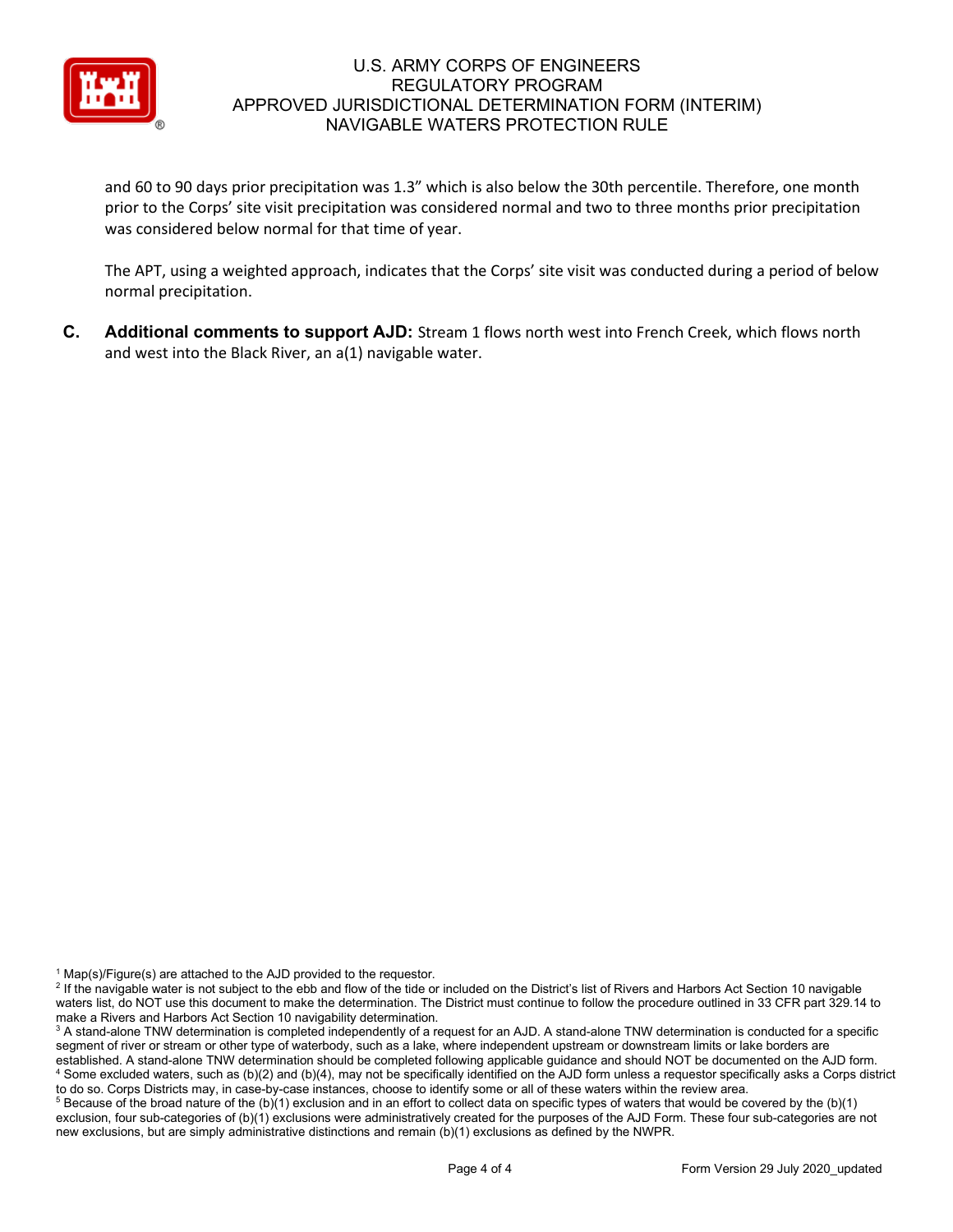and 60 to 90 days prior precipitation was 1.3" which is also below the 30th percentile. Therefore, one month prior to the Corps' site visit precipitation was considered normal and two to three months prior precipitation was considered below normal for that time of year.

The APT, using a weighted approach, indicates that the Corps' site visit was conducted during a period of below normal precipitation.

**C. Additional comments to support AJD:** Stream 1 flows north west into French Creek, which flows north and west into the Black River, an a(1) navigable water.

[1] Map(s)/Figure(s) are attached to the AJD provided to the requestor.

[2] If the navigable water is not subject to the ebb and flow of the tide or included on the District's list of Rivers and Harbors Act Section 10 navigable waters list, do NOT use this document to make the determination. The District must continue to follow the procedure outlined in 33 CFR part 329.14 to make a Rivers and Harbors Act Section 10 navigability determination.

[3] A stand-alone TNW determination is completed independently of a request for an AJD. A stand-alone TNW determination is conducted for a specific segment of river or stream or other type of waterbody, such as a lake, where independent upstream or downstream limits or lake borders are established. A stand-alone TNW determination should be completed following applicable guidance and should NOT be documented on the AJD form.

[4] Some excluded waters, such as (b)(2) and (b)(4), may not be specifically identified on the AJD form unless a requestor specifically asks a Corps district to do so. Corps Districts may, in case-by-case instances, choose to identify some or all of these waters within the review area.

[5] Because of the broad nature of the (b)(1) exclusion and in an effort to collect data on specific types of waters that would be covered by the (b)(1) exclusion, four sub-categories of (b)(1) exclusions were administratively created for the purposes of the AJD Form. These four sub-categories are not new exclusions, but are simply administrative distinctions and remain (b)(1) exclusions as defined by the NWPR.